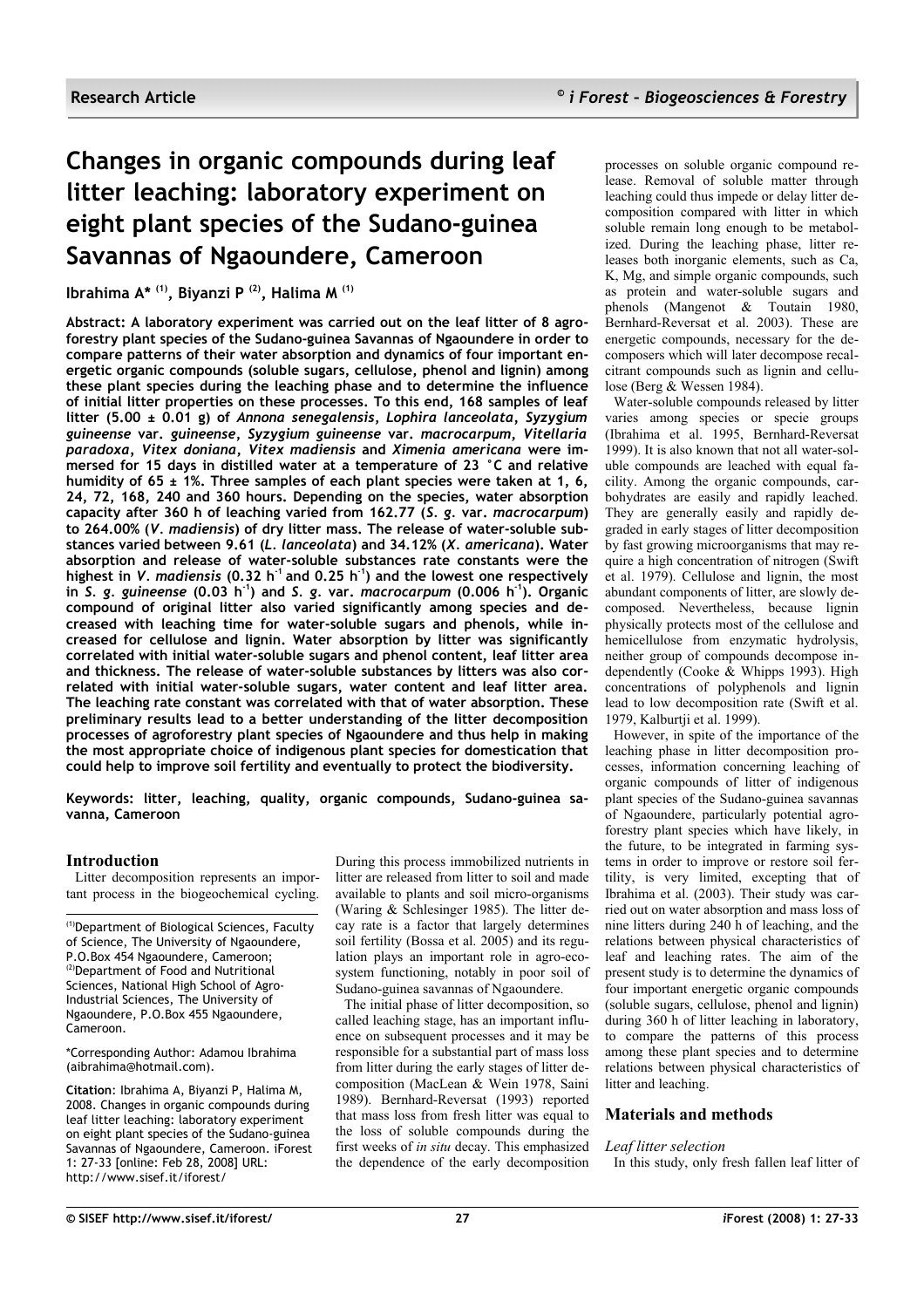# Changes in organic compounds during leaf litter leaching: laboratory experiment on eight plant species of the Sudano-guinea Savannas of Ngaoundere, Cameroon

**Ibrahima A* [(1)], Biyanzi P [(2)], Halima M [(1)]**

**Abstract: A laboratory experiment was carried out on the leaf litter of 8 agroforestry plant species of the Sudano-guinea Savannas of Ngaoundere in order to compare patterns of their water absorption and dynamics of four important energetic organic compounds (soluble sugars, cellulose, phenol and lignin) among these plant species during the leaching phase and to determine the influence of initial litter properties on these processes. To this end, 168 samples of leaf litter (5.00 ± 0.01 g) of *Annona senegalensis*, *Lophira lanceolata*, *Syzygium guineense* var. *guineense*, *Syzygium guineense* var. *macrocarpum*, *Vitellaria paradoxa*, *Vitex doniana*, *Vitex madiensis* and *Ximenia americana* were immersed for 15 days in distilled water at a temperature of 23 °C and relative humidity of 65 ± 1%. Three samples of each plant species were taken at 1, 6, 24, 72, 168, 240 and 360 hours. Depending on the species, water absorption capacity after 360 h of leaching varied from 162.77 (*S. g.* var. *macrocarpum*) to 264.00% (*V. madiensis*) of dry litter mass. The release of water-soluble substances varied between 9.61 (*L. lanceolata*) and 34.12% (*X. americana*). Water absorption and release of water-soluble substances rate constants were the highest in *V. madiensis* (0.32 $h^{-1}$ and 0.25 $h^{-1}$) and the lowest one respectively in *S. g. guineense* (0.03 $h^{-1}$) and *S. g.* var. *macrocarpum* (0.006 $h^{-1}$). Organic compound of original litter also varied significantly among species and decreased with leaching time for water-soluble sugars and phenols, while increased for cellulose and lignin. Water absorption by litter was significantly correlated with initial water-soluble sugars and phenol content, leaf litter area and thickness. The release of water-soluble substances by litters was also correlated with initial water-soluble sugars, water content and leaf litter area. The leaching rate constant was correlated with that of water absorption. These preliminary results lead to a better understanding of the litter decomposition processes of agroforestry plant species of Ngaoundere and thus help in making the most appropriate choice of indigenous plant species for domestication that could help to improve soil fertility and eventually to protect the biodiversity.**

**Keywords: litter, leaching, quality, organic compounds, Sudano-guinea savanna, Cameroon**

## Introduction

Litter decomposition represents an important process in the biogeochemical cycling. During this process immobilized nutrients in litter are released from litter to soil and made available to plants and soil micro-organisms (Waring & Schlesinger 1985). The litter decay rate is a factor that largely determines soil fertility (Bossa et al. 2005) and its regulation plays an important role in agro-ecosystem functioning, notably in poor soil of Sudano-guinea savannas of Ngaoundere.

The initial phase of litter decomposition, so called leaching stage, has an important influence on subsequent processes and it may be responsible for a substantial part of mass loss from litter during the early stages of litter decomposition (MacLean & Wein 1978, Saini 1989). Bernhard-Reversat (1993) reported that mass loss from fresh litter was equal to the loss of soluble compounds during the first weeks of *in situ* decay. This emphasized the dependence of the early decomposition processes on soluble organic compound release. Removal of soluble matter through leaching could thus impede or delay litter decomposition compared with litter in which soluble remain long enough to be metabolized. During the leaching phase, litter releases both inorganic elements, such as Ca, K, Mg, and simple organic compounds, such as protein and water-soluble sugars and phenols (Mangenot & Toutain 1980, Bernhard-Reversat et al. 2003). These are energetic compounds, necessary for the decomposers which will later decompose recalcitrant compounds such as lignin and cellulose (Berg & Wessen 1984).

Water-soluble compounds released by litter varies among species or specie groups (Ibrahima et al. 1995, Bernhard-Reversat 1999). It is also known that not all water-soluble compounds are leached with equal facility. Among the organic compounds, carbohydrates are easily and rapidly leached. They are generally easily and rapidly degraded in early stages of litter decomposition by fast growing microorganisms that may require a high concentration of nitrogen (Swift et al. 1979). Cellulose and lignin, the most abundant components of litter, are slowly decomposed. Nevertheless, because lignin physically protects most of the cellulose and hemicellulose from enzymatic hydrolysis, neither group of compounds decompose independently (Cooke & Whipps 1993). High concentrations of polyphenols and lignin lead to low decomposition rate (Swift et al. 1979, Kalburtji et al. 1999).

However, in spite of the importance of the leaching phase in litter decomposition processes, information concerning leaching of organic compounds of litter of indigenous plant species of the Sudano-guinea savannas of Ngaoundere, particularly potential agroforestry plant species which have likely, in the future, to be integrated in farming systems in order to improve or restore soil fertility, is very limited, excepting that of Ibrahima et al. (2003). Their study was carried out on water absorption and mass loss of nine litters during 240 h of leaching, and the relations between physical characteristics of leaf and leaching rates. The aim of the present study is to determine the dynamics of four important energetic organic compounds (soluble sugars, cellulose, phenol and lignin) during 360 h of litter leaching in laboratory, to compare the patterns of this process among these plant species and to determine relations between physical characteristics of litter and leaching.

## Materials and methods

### Leaf litter selection

In this study, only fresh fallen leaf litter of

---

[(1)]Department of Biological Sciences, Faculty of Science, The University of Ngaoundere, P.O.Box 454 Ngaoundere, Cameroon; [(2)]Department of Food and Nutritional Sciences, National High School of Agro-Industrial Sciences, The University of Ngaoundere, P.O.Box 455 Ngaoundere, Cameroon.

*Corresponding Author: Adamou Ibrahima (aibrahima@hotmail.com).

**Citation**: Ibrahima A, Biyanzi P, Halima M, 2008. Changes in organic compounds during leaf litter leaching: laboratory experiment on eight plant species of the Sudano-guinea Savannas of Ngaoundere, Cameroon. iForest 1: 27-33 [online: Feb 28, 2008] URL: http://www.sisef.it/iforest/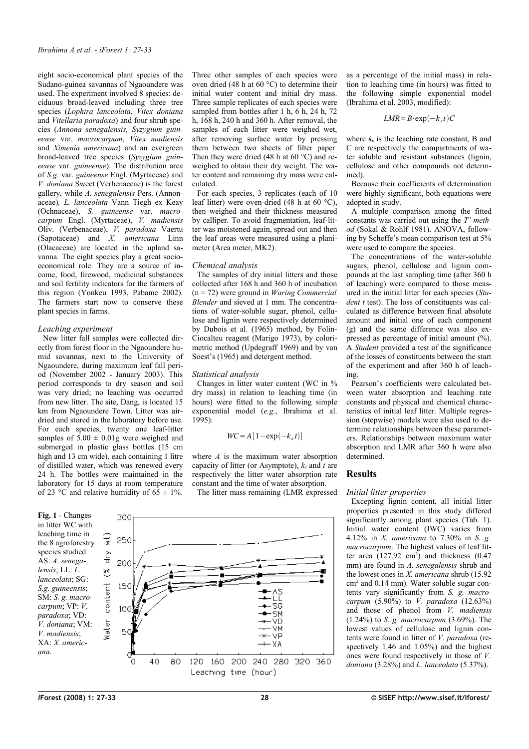eight socio-economical plant species of the Sudano-guinea savannas of Ngaoundere was used. The experiment involved 8 species: deciduous broad-leaved including three tree species (*Lophira lanceolata*, *Vitex doniana* and *Vitellaria paradoxa*) and four shrub species (*Annona senegalensis, Syzygium guineense* var. *macrocarpum*, *Vitex madiensis* and *Ximenia americana*) and an evergreen broad-leaved tree species (*Syzygium guineense* var. *guineense*). The distribution area of *S.g.* var. *guineense* Engl. (Myrtaceae) and *V. doniana* Sweet (Verbenaceae) is the forest gallery, while *A. senegalensis* Pers. (Annonaceae)*, L. lanceolata* Vann Tiegh ex Keay (Ochnaceae), *S. guineense* var. *macrocarpum* Engl. (Myrtaceae), *V. madiensis* Oliv. (Verbenaceae), *V. paradoxa* Vaertu (Sapotaceae) and *X. americana* Linn (Olacaceae) are located in the upland savanna. The eight species play a great socio-economical role. They are a source of income, food, firewood, medicinal substances and soil fertility indicators for the farmers of this region (Yonkeu 1993, Pabame 2002). The farmers start now to conserve these plant species in farms.

### *Leaching experiment*

New litter fall samples were collected directly from forest floor in the Ngaoundere humid savannas, next to the University of Ngaoundere, during maximum leaf fall period (November 2002 - January 2003). This period corresponds to dry season and soil was very dried; no leaching was occurred from new litter. The site, Dang, is located 15 km from Ngaoundere Town. Litter was air-dried and stored in the laboratory before use. For each species, twenty one leaf-litter samples of 5.00 ± 0.01g were weighed and submerged in plastic glass bottles (15 cm high and 13 cm wide), each containing 1 litre of distilled water, which was renewed every 24 h. The bottles were maintained in the laboratory for 15 days at room temperature of 23 °C and relative humidity of 65 ± 1%. Three other samples of each species were oven dried (48 h at 60 °C) to determine their initial water content and initial dry mass. Three sample replicates of each species were sampled from bottles after 1 h, 6 h, 24 h, 72 h, 168 h, 240 h and 360 h. After removal, the samples of each litter were weighed wet, after removing surface water by pressing them between two sheets of filter paper. Then they were dried (48 h at 60 °C) and reweighed to obtain their dry weight. The water content and remaining dry mass were calculated.

For each species, 3 replicates (each of 10 leaf litter) were oven-dried (48 h at 60 °C), then weighed and their thickness measured by calliper. To avoid fragmentation, leaf-litter was moistened again, spread out and then the leaf areas were measured using a planimeter (Area meter, MK2).

### *Chemical analysis*

The samples of dry initial litters and those collected after 168 h and 360 h of incubation (n = 72) were ground in *Waring Commercial Blender* and sieved at 1 mm. The concentrations of water-soluble sugar, phenol, cellulose and lignin were respectively determined by Dubois et al. (1965) method, by Folin-Ciocalteu reagent (Marigo 1973), by colorimetric method (Updegraff 1969) and by van Soest's (1965) and detergent method.

### *Statistical analysis*

Changes in litter water content (WC in % dry mass) in relation to leaching time (in hours) were fitted to the following simple exponential model (*e.g.*, Ibrahima et al. 1995):

$$WC = A[1 - \exp(-k_e t)]$$

where *A* is the maximum water absorption capacity of litter (or Asymptote), $k_e$ and $t$ are respectively the litter water absorption rate constant and the time of water absorption.

The litter mass remaining (LMR expressed as a percentage of the initial mass) in relation to leaching time (in hours) was fitted to the following simple exponential model (Ibrahima et al. 2003, modified):

$$LMR = B \cdot \exp(-k_s t) C$$

where $k_s$ is the leaching rate constant, B and C are respectively the compartments of water soluble and resistant substances (lignin, cellulose and other compounds not determined).

Because their coefficients of determination were highly significant, both equations were adopted in study.

A multiple comparison among the fitted constants was carried out using the *T'-method* (Sokal & Rohlf 1981). ANOVA, following by Scheffe's mean comparison test at 5% were used to compare the species.

The concentrations of the water-soluble sugars, phenol, cellulose and lignin compounds at the last sampling time (after 360 h of leaching) were compared to those measured in the initial litter for each species (*Student t* test). The loss of constituents was calculated as difference between final absolute amount and initial one of each component (g) and the same difference was also expressed as percentage of initial amount (%). A *Student* provided a test of the significance of the losses of constituents between the start of the experiment and after 360 h of leaching.

Pearson's coefficients were calculated between water absorption and leaching rate constants and physical and chemical characteristics of initial leaf litter. Multiple regression (stepwise) models were also used to determine relationships between these parameters. Relationships between maximum water absorption and LMR after 360 h were also determined.

## Results

### *Initial litter properties*

Excepting lignin content, all initial litter properties presented in this study differed significantly among plant species (Tab. 1). Initial water content (IWC) varies from 4.12% in *X. americana* to 7.30% in *S. g. macrocarpum*. The highest values of leaf litter area (127.92 cm$^2$) and thickness (0.47 mm) are found in *A. senegalensis* shrub and the lowest ones in *X. americana* shrub (15.92 cm$^2$ and 0.14 mm). Water soluble sugar contents vary significantly from *S. g. macrocarpum* (5.90%) to *V. paradoxa* (12.63%) and those of phenol from *V. madiensis* (1.24%) to *S. g. macrocarpum* (3.69%). The lowest values of cellulose and lignin contents were found in litter of *V. paradoxa* (respectively 1.46 and 1.05%) and the highest ones were found respectively in those of *V. doniana* (3.28%) and *L. lanceolata* (5.37%).

**Fig. 1** - Changes in litter WC with leaching time in the 8 agroforestry species studied. AS: *A. senegalensis*; LL: *L. lanceolata*; SG: *S.g. guineensis*; SM: *S. g. macrocarpum*; VP: *V. paradoxa*; VD: *V. doniana*; VM: *V. madiensis*; XA: *X. americana*.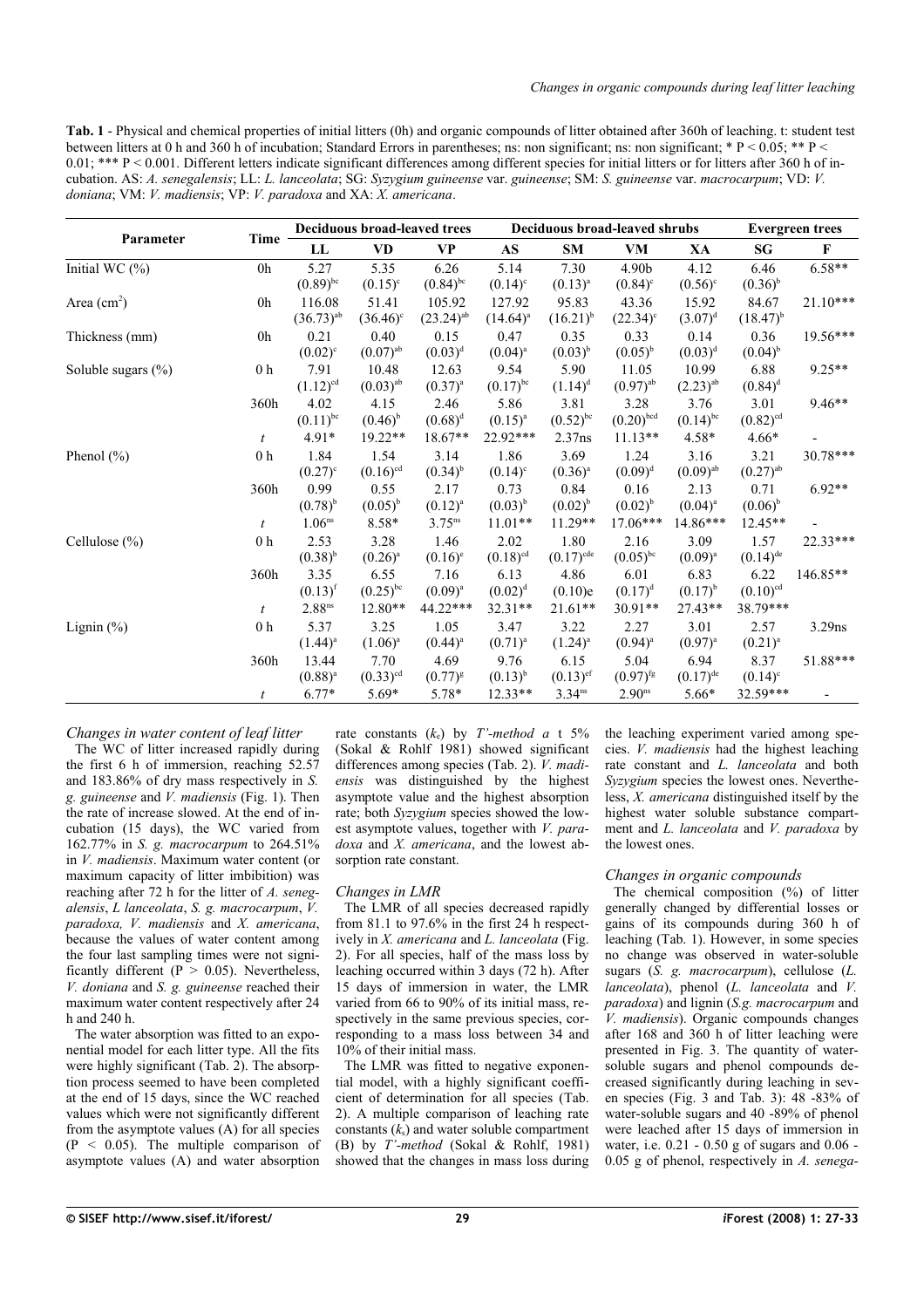**Tab. 1** - Physical and chemical properties of initial litters (0h) and organic compounds of litter obtained after 360h of leaching. t: student test between litters at 0 h and 360 h of incubation; Standard Errors in parentheses; ns: non significant; ns: non significant; * P < 0.05; ** P < 0.01; *** P < 0.001. Different letters indicate significant differences among different species for initial litters or for litters after 360 h of incubation. AS: *A. senegalensis*; LL: *L. lanceolata*; SG: *Syzygium guineense* var. *guineense*; SM: *S. guineense* var. *macrocarpum*; VD: *V. doniana*; VM: *V. madiensis*; VP: *V. paradoxa* and XA: *X. americana*.

| Parameter | Time | Deciduous broad-leaved trees | | | Deciduous broad-leaved shrubs | | | | Evergreen trees | |
|---|---|---|---|---|---|---|---|---|---|---|
| | | LL | VD | VP | AS | SM | VM | XA | SG | F |
| Initial WC (%) | 0h | 5.27 (0.89)[bc] | 5.35 (0.15)[c] | 6.26 (0.84)[bc] | 5.14 (0.14)[c] | 7.30 (0.13)[a] | 4.90b (0.84)[c] | 4.12 (0.56)[c] | 6.46 (0.36)[b] | 6.58** |
| Area (cm²) | 0h | 116.08 (36.73)[ab] | 51.41 (36.46)[c] | 105.92 (23.24)[ab] | 127.92 (14.64)[a] | 95.83 (16.21)[b] | 43.36 (22.34)[c] | 15.92 (3.07)[d] | 84.67 (18.47)[b] | 21.10*** |
| Thickness (mm) | 0h | 0.21 (0.02)[c] | 0.40 (0.07)[ab] | 0.15 (0.03)[d] | 0.47 (0.04)[a] | 0.35 (0.03)[b] | 0.33 (0.05)[b] | 0.14 (0.03)[d] | 0.36 (0.04)[b] | 19.56*** |
| Soluble sugars (%) | 0 h | 7.91 (1.12)[cd] | 10.48 (0.03)[ab] | 12.63 (0.37)[a] | 9.54 (0.17)[bc] | 5.90 (1.14)[d] | 11.05 (0.97)[ab] | 10.99 (2.23)[ab] | 6.88 (0.84)[d] | 9.25** |
| | 360h | 4.02 (0.11)[bc] | 4.15 (0.46)[b] | 2.46 (0.68)[d] | 5.86 (0.15)[a] | 3.81 (0.52)[bc] | 3.28 (0.20)[bcd] | 3.76 (0.14)[bc] | 3.01 (0.82)[cd] | 9.46** |
| | *t* | 4.91* | 19.22** | 18.67** | 22.92*** | 2.37ns | 11.13** | 4.58* | 4.66* | - |
| Phenol (%) | 0 h | 1.84 (0.27)[c] | 1.54 (0.16)[cd] | 3.14 (0.34)[b] | 1.86 (0.14)[c] | 3.69 (0.36)[a] | 1.24 (0.09)[d] | 3.16 (0.09)[ab] | 3.21 (0.27)[ab] | 30.78*** |
| | 360h | 0.99 (0.78)[b] | 0.55 (0.05)[b] | 2.17 (0.12)[a] | 0.73 (0.03)[b] | 0.84 (0.02)[b] | 0.16 (0.02)[b] | 2.13 (0.04)[a] | 0.71 (0.06)[b] | 6.92** |
| | *t* | 1.06[ns] | 8.58* | 3.75[ns] | 11.01** | 11.29** | 17.06*** | 14.86*** | 12.45** | - |
| Cellulose (%) | 0 h | 2.53 (0.38)[b] | 3.28 (0.26)[a] | 1.46 (0.16)[e] | 2.02 (0.18)[cd] | 1.80 (0.17)[cde] | 2.16 (0.05)[bc] | 3.09 (0.09)[a] | 1.57 (0.14)[de] | 22.33*** |
| | 360h | 3.35 (0.13)[f] | 6.55 (0.25)[bc] | 7.16 (0.09)[a] | 6.13 (0.02)[d] | 4.86 (0.10)e | 6.01 (0.17)[d] | 6.83 (0.17)[b] | 6.22 (0.10)[cd] | 146.85** |
| | *t* | 2.88[ns] | 12.80** | 44.22*** | 32.31** | 21.61** | 30.91** | 27.43** | 38.79*** | |
| Lignin (%) | 0 h | 5.37 (1.44)[a] | 3.25 (1.06)[a] | 1.05 (0.44)[a] | 3.47 (0.71)[a] | 3.22 (1.24)[a] | 2.27 (0.94)[a] | 3.01 (0.97)[a] | 2.57 (0.21)[a] | 3.29ns |
| | 360h | 13.44 (0.88)[a] | 7.70 (0.33)[cd] | 4.69 (0.77)[g] | 9.76 (0.13)[b] | 6.15 (0.13)[ef] | 5.04 (0.97)[fg] | 6.94 (0.17)[de] | 8.37 (0.14)[c] | 51.88*** |
| | *t* | 6.77* | 5.69* | 5.78* | 12.33** | 3.34[ns] | 2.90[ns] | 5.66* | 32.59*** | - |

### Changes in water content of leaf litter

The WC of litter increased rapidly during the first 6 h of immersion, reaching 52.57 and 183.86% of dry mass respectively in *S. g. guineense* and *V. madiensis* (Fig. 1). Then the rate of increase slowed. At the end of incubation (15 days), the WC varied from 162.77% in *S. g. macrocarpum* to 264.51% in *V. madiensis*. Maximum water content (or maximum capacity of litter imbibition) was reaching after 72 h for the litter of *A. senegalensis*, *L lanceolata*, *S. g. macrocarpum*, *V. paradoxa, V. madiensis* and *X. americana*, because the values of water content among the four last sampling times were not significantly different (P > 0.05). Nevertheless, *V. doniana* and *S. g. guineense* reached their maximum water content respectively after 24 h and 240 h.

The water absorption was fitted to an exponential model for each litter type. All the fits were highly significant (Tab. 2). The absorption process seemed to have been completed at the end of 15 days, since the WC reached values which were not significantly different from the asymptote values (A) for all species (P < 0.05). The multiple comparison of asymptote values (A) and water absorption rate constants ($k_e$) by *T'-method a* t 5% (Sokal & Rohlf 1981) showed significant differences among species (Tab. 2). *V. madiensis* was distinguished by the highest asymptote value and the highest absorption rate; both *Syzygium* species showed the lowest asymptote values, together with *V. paradoxa* and *X. americana*, and the lowest absorption rate constant.

### Changes in LMR

The LMR of all species decreased rapidly from 81.1 to 97.6% in the first 24 h respectively in *X. americana* and *L. lanceolata* (Fig. 2). For all species, half of the mass loss by leaching occurred within 3 days (72 h). After 15 days of immersion in water, the LMR varied from 66 to 90% of its initial mass, respectively in the same previous species, corresponding to a mass loss between 34 and 10% of their initial mass.

The LMR was fitted to negative exponential model, with a highly significant coefficient of determination for all species (Tab. 2). A multiple comparison of leaching rate constants ($k_s$) and water soluble compartment (B) by *T'-method* (Sokal & Rohlf, 1981) showed that the changes in mass loss during the leaching experiment varied among species. *V. madiensis* had the highest leaching rate constant and *L. lanceolata* and both *Syzygium* species the lowest ones. Nevertheless, *X. americana* distinguished itself by the highest water soluble substance compartment and *L. lanceolata* and *V. paradoxa* by the lowest ones.

### Changes in organic compounds

The chemical composition (%) of litter generally changed by differential losses or gains of its compounds during 360 h of leaching (Tab. 1). However, in some species no change was observed in water-soluble sugars (*S. g. macrocarpum*), cellulose (*L. lanceolata*), phenol (*L. lanceolata* and *V. paradoxa*) and lignin (*S.g. macrocarpum* and *V. madiensis*). Organic compounds changes after 168 and 360 h of litter leaching were presented in Fig. 3. The quantity of water-soluble sugars and phenol compounds decreased significantly during leaching in seven species (Fig. 3 and Tab. 3): 48 -83% of water-soluble sugars and 40 -89% of phenol were leached after 15 days of immersion in water, i.e. 0.21 - 0.50 g of sugars and 0.06 - 0.05 g of phenol, respectively in *A. senega-*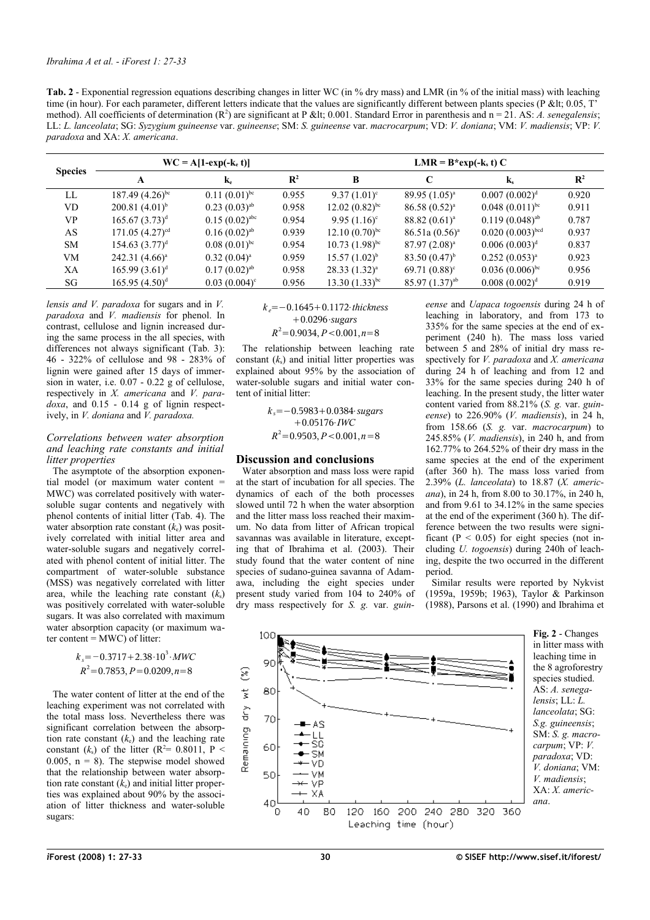**Tab. 2** - Exponential regression equations describing changes in litter WC (in % dry mass) and LMR (in % of the initial mass) with leaching time (in hour). For each parameter, different letters indicate that the values are significantly different between plants species (P &lt; 0.05, T' method). All coefficients of determination ($R^2$) are significant at P &lt; 0.001. Standard Error in parenthesis and n = 21. AS: *A. senegalensis*; LL: *L. lanceolata*; SG: *Syzygium guineense* var. *guineense*; SM: *S. guineense* var. *macrocarpum*; VD: *V. doniana*; VM: *V. madiensis*; VP: *V. paradoxa* and XA: *X. americana*.

| Species | $WC = A[1\text{-}exp(\text{-}k_e\ t)]$ | | | $LMR = B^{*}exp(\text{-}k_s\ t)\ C$ | | | |
|---|---|---|---|---|---|---|---|
| | A | $k_e$ | $R^2$ | B | C | $k_s$ | $R^2$ |
| LL | 187.49 (4.26)$^{bc}$ | 0.11 (0.01)$^{bc}$ | 0.955 | 9.37 (1.01)$^{c}$ | 89.95 (1.05)$^{a}$ | 0.007 (0.002)$^{d}$ | 0.920 |
| VD | 200.81 (4.01)$^{b}$ | 0.23 (0.03)$^{ab}$ | 0.958 | 12.02 (0.82)$^{bc}$ | 86.58 (0.52)$^{a}$ | 0.048 (0.011)$^{bc}$ | 0.911 |
| VP | 165.67 (3.73)$^{d}$ | 0.15 (0.02)$^{abc}$ | 0.954 | 9.95 (1.16)$^{c}$ | 88.82 (0.61)$^{a}$ | 0.119 (0.048)$^{ab}$ | 0.787 |
| AS | 171.05 (4.27)$^{cd}$ | 0.16 (0.02)$^{ab}$ | 0.939 | 12.10 (0.70)$^{bc}$ | 86.51a (0.56)$^{a}$ | 0.020 (0.003)$^{bcd}$ | 0.937 |
| SM | 154.63 (3.77)$^{d}$ | 0.08 (0.01)$^{bc}$ | 0.954 | 10.73 (1.98)$^{bc}$ | 87.97 (2.08)$^{a}$ | 0.006 (0.003)$^{d}$ | 0.837 |
| VM | 242.31 (4.66)$^{a}$ | 0.32 (0.04)$^{a}$ | 0.959 | 15.57 (1.02)$^{b}$ | 83.50 (0.47)$^{b}$ | 0.252 (0.053)$^{a}$ | 0.923 |
| XA | 165.99 (3.61)$^{d}$ | 0.17 (0.02)$^{ab}$ | 0.958 | 28.33 (1.32)$^{a}$ | 69.71 (0.88)$^{c}$ | 0.036 (0.006)$^{bc}$ | 0.956 |
| SG | 165.95 (4.50)$^{d}$ | 0.03 (0.004)$^{c}$ | 0.956 | 13.30 (1.33)$^{bc}$ | 85.97 (1.37)$^{ab}$ | 0.008 (0.002)$^{d}$ | 0.919 |

*lensis and V. paradoxa* for sugars and in *V. paradoxa* and *V. madiensis* for phenol. In contrast, cellulose and lignin increased during the same process in the all species, with differences not always significant (Tab. 3): 46 - 322% of cellulose and 98 - 283% of lignin were gained after 15 days of immersion in water, i.e. 0.07 - 0.22 g of cellulose, respectively in *X. americana* and *V. paradoxa*, and 0.15 - 0.14 g of lignin respectively, in *V. doniana* and *V. paradoxa.*

### Correlations between water absorption and leaching rate constants and initial litter properties

The asymptote of the absorption exponential model (or maximum water content = MWC) was correlated positively with water-soluble sugar contents and negatively with phenol contents of initial litter (Tab. 4). The water absorption rate constant ($k_e$) was positively correlated with initial litter area and water-soluble sugars and negatively correlated with phenol content of initial litter. The compartment of water-soluble substance (MSS) was negatively correlated with litter area, while the leaching rate constant ($k_s$) was positively correlated with water-soluble sugars. It was also correlated with maximum water absorption capacity (or maximum water content = MWC) of litter:

$$k_s = -0.3717 + 2.38 \cdot 10^3 \cdot MWC$$
$$R^2 = 0.7853, P = 0.0209, n = 8$$

The water content of litter at the end of the leaching experiment was not correlated with the total mass loss. Nevertheless there was significant correlation between the absorption rate constant ($k_e$) and the leaching rate constant ($k_s$) of the litter ($R^2$= 0.8011, P < 0.005, n = 8). The stepwise model showed that the relationship between water absorption rate constant ($k_e$) and initial litter properties was explained about 90% by the association of litter thickness and water-soluble sugars:

$$k_e = -0.1645 + 0.1172 \cdot thickness + 0.0296 \cdot sugars$$
$$R^2 = 0.9034, P < 0.001, n = 8$$

The relationship between leaching rate constant ($k_s$) and initial litter properties was explained about 95% by the association of water-soluble sugars and initial water content of initial litter:

$$k_s = -0.5983 + 0.0384 \cdot sugars + 0.05176 \cdot IWC$$
$$R^2 = 0.9503, P < 0.001, n = 8$$

## Discussion and conclusions

Water absorption and mass loss were rapid at the start of incubation for all species. The dynamics of each of the both processes slowed until 72 h when the water absorption and the litter mass loss reached their maximum. No data from litter of African tropical savannas was available in literature, excepting that of Ibrahima et al. (2003). Their study found that the water content of nine species of sudano-guinea savanna of Adamawa, including the eight species under present study varied from 104 to 240% of dry mass respectively for *S. g.* var. *guineense* and *Uapaca togoensis* during 24 h of leaching in laboratory, and from 173 to 335% for the same species at the end of experiment (240 h). The mass loss varied between 5 and 28% of initial dry mass respectively for *V. paradoxa* and *X. americana* during 24 h of leaching and from 12 and 33% for the same species during 240 h of leaching. In the present study, the litter water content varied from 88.21% (*S. g.* var. *guineense*) to 226.90% (*V. madiensis*), in 24 h, from 158.66 (*S. g.* var. *macrocarpum*) to 245.85% (*V. madiensis*), in 240 h, and from 162.77% to 264.52% of their dry mass in the same species at the end of the experiment (after 360 h). The mass loss varied from 2.39% (*L. lanceolata*) to 18.87 (*X. americana*), in 24 h, from 8.00 to 30.17%, in 240 h, and from 9.61 to 34.12% in the same species at the end of the experiment (360 h). The difference between the two results were significant (P < 0.05) for eight species (not including *U. togoensis*) during 240h of leaching, despite the two occurred in the different period.

Similar results were reported by Nykvist (1959a, 1959b; 1963), Taylor & Parkinson (1988), Parsons et al. (1990) and Ibrahima et

**Fig. 2** - Changes in litter mass with leaching time in the 8 agroforestry species studied. AS: *A. senegalensis*; LL: *L. lanceolata*; SG: *S.g. guineensis*; SM: *S. g. macrocarpum*; VP: *V. paradoxa*; VD: *V. doniana*; VM: *V. madiensis*; XA: *X. americana*.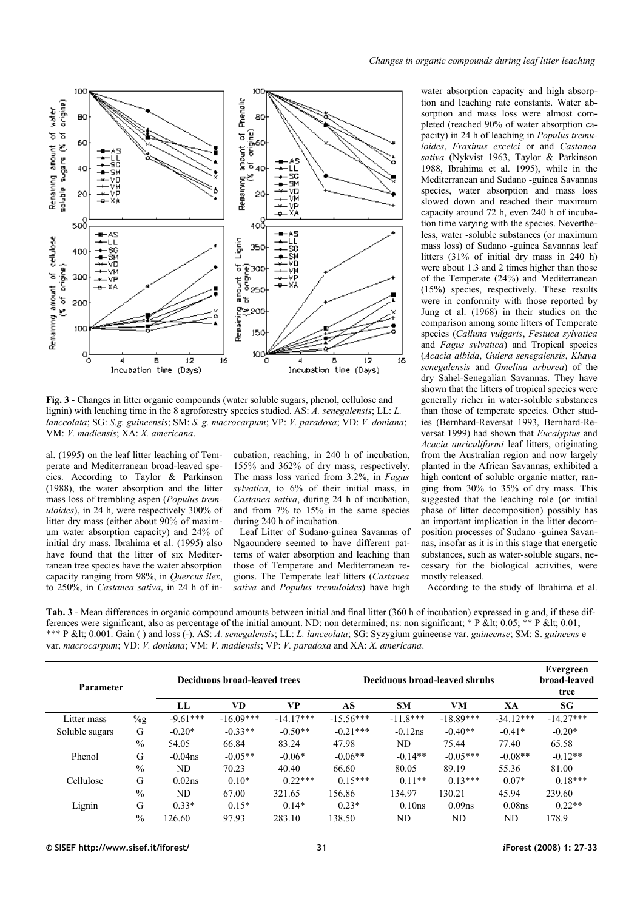**Fig. 3** - Changes in litter organic compounds (water soluble sugars, phenol, cellulose and lignin) with leaching time in the 8 agroforestry species studied. AS: *A. senegalensis*; LL: *L. lanceolata*; SG: *S.g. guineensis*; SM: *S. g. macrocarpum*; VP: *V. paradoxa*; VD: *V. doniana*; VM: *V. madiensis*; XA: *X. americana*.

al. (1995) on the leaf litter leaching of Temperate and Mediterranean broad-leaved species. According to Taylor & Parkinson (1988), the water absorption and the litter mass loss of trembling aspen (*Populus tremuloides*), in 24 h, were respectively 300% of litter dry mass (either about 90% of maximum water absorption capacity) and 24% of initial dry mass. Ibrahima et al. (1995) also have found that the litter of six Mediterranean tree species have the water absorption capacity ranging from 98%, in *Quercus ilex*, to 250%, in *Castanea sativa*, in 24 h of incubation, reaching, in 240 h of incubation, 155% and 362% of dry mass, respectively. The mass loss varied from 3.2%, in *Fagus sylvatica*, to 6% of their initial mass, in *Castanea sativa*, during 24 h of incubation, and from 7% to 15% in the same species during 240 h of incubation.

Leaf Litter of Sudano-guinea Savannas of Ngaoundere seemed to have different patterns of water absorption and leaching than those of Temperate and Mediterranean regions. The Temperate leaf litters (*Castanea sativa* and *Populus tremuloides*) have high water absorption capacity and high absorption and leaching rate constants. Water absorption and mass loss were almost completed (reached 90% of water absorption capacity) in 24 h of leaching in *Populus tremuloides*, *Fraxinus excelci* or and *Castanea sativa* (Nykvist 1963, Taylor & Parkinson 1988, Ibrahima et al. 1995), while in the Mediterranean and Sudano -guinea Savannas species, water absorption and mass loss slowed down and reached their maximum capacity around 72 h, even 240 h of incubation time varying with the species. Nevertheless, water -soluble substances (or maximum mass loss) of Sudano -guinea Savannas leaf litters (31% of initial dry mass in 240 h) were about 1.3 and 2 times higher than those of the Temperate (24%) and Mediterranean (15%) species, respectively. These results were in conformity with those reported by Jung et al. (1968) in their studies on the comparison among some litters of Temperate species (*Calluna vulgaris*, *Festuca sylvatica* and *Fagus sylvatica*) and Tropical species (*Acacia albida*, *Guiera senegalensis*, *Khaya senegalensis* and *Gmelina arborea*) of the dry Sahel-Senegalian Savannas. They have shown that the litters of tropical species were generally richer in water-soluble substances than those of temperate species. Other studies (Bernhard-Reversat 1993, Bernhard-Reversat 1999) had shown that *Eucalyptus* and *Acacia auriculiformi* leaf litters, originating from the Australian region and now largely planted in the African Savannas, exhibited a high content of soluble organic matter, ranging from 30% to 35% of dry mass. This suggested that the leaching role (or initial phase of litter decomposition) possibly has an important implication in the litter decomposition processes of Sudano -guinea Savannas, insofar as it is in this stage that energetic substances, such as water-soluble sugars, necessary for the biological activities, were mostly released.

According to the study of Ibrahima et al.

**Tab. 3** - Mean differences in organic compound amounts between initial and final litter (360 h of incubation) expressed in g and, if these differences were significant, also as percentage of the initial amount. ND: non determined; ns: non significant; * P &lt; 0.05; ** P &lt; 0.01; *** P &lt; 0.001. Gain ( ) and loss (-). AS: *A. senegalensis*; LL: *L. lanceolata*; SG: Syzygium guineense var. *guineense*; SM: S. *guineens* e var. *macrocarpum*; VD: *V. doniana*; VM: *V. madiensis*; VP: *V. paradoxa* and XA: *X. americana*.

| Parameter | | Deciduous broad-leaved trees | | | Deciduous broad-leaved shrubs | | | | Evergreen broad-leaved tree |
|---|---|---|---|---|---|---|---|---|---|
| | | LL | VD | VP | AS | SM | VM | XA | SG |
| Litter mass | %g | -9.61*** | -16.09*** | -14.17*** | -15.56*** | -11.8*** | -18.89*** | -34.12*** | -14.27*** |
| Soluble sugars | G | -0.20* | -0.33** | -0.50** | -0.21*** | -0.12ns | -0.40** | -0.41* | -0.20* |
| | % | 54.05 | 66.84 | 83.24 | 47.98 | ND | 75.44 | 77.40 | 65.58 |
| Phenol | G | -0.04ns | -0.05** | -0.06* | -0.06** | -0.14** | -0.05*** | -0.08** | -0.12** |
| | % | ND | 70.23 | 40.40 | 66.60 | 80.05 | 89.19 | 55.36 | 81.00 |
| Cellulose | G | 0.02ns | 0.10* | 0.22*** | 0.15*** | 0.11** | 0.13*** | 0.07* | 0.18*** |
| | % | ND | 67.00 | 321.65 | 156.86 | 134.97 | 130.21 | 45.94 | 239.60 |
| Lignin | G | 0.33* | 0.15* | 0.14* | 0.23* | 0.10ns | 0.09ns | 0.08ns | 0.22** |
| | % | 126.60 | 97.93 | 283.10 | 138.50 | ND | ND | ND | 178.9 |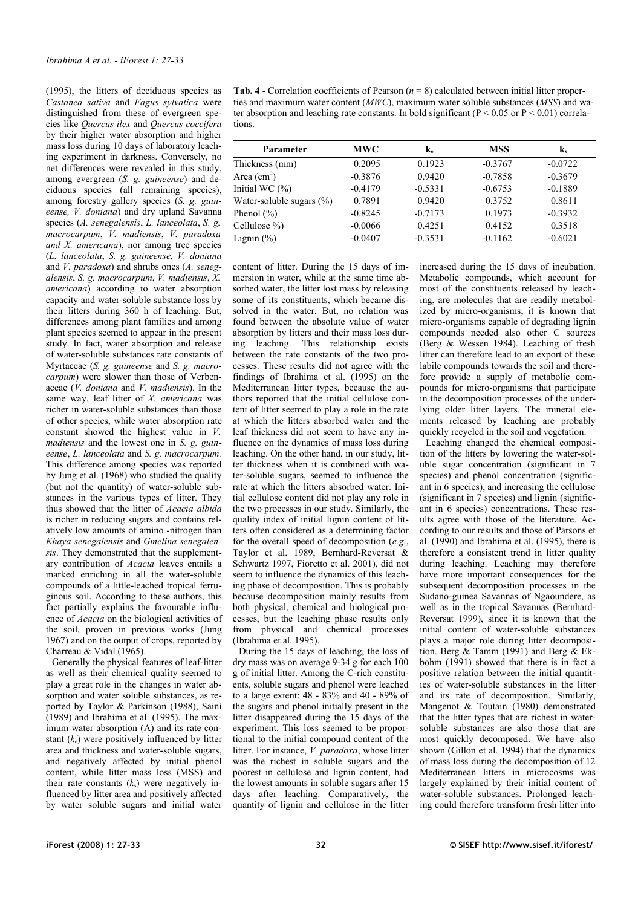(1995), the litters of deciduous species as *Castanea sativa* and *Fagus sylvatica* were distinguished from these of evergreen species like *Quercus ilex* and *Quercus coccifera* by their higher water absorption and higher mass loss during 10 days of laboratory leaching experiment in darkness. Conversely, no net differences were revealed in this study, among evergreen (*S. g. guineense*) and deciduous species (all remaining species), among forestry gallery species (*S. g. guineense, V. doniana*) and dry upland Savanna species (*A. senegalensis*, *L. lanceolata*, *S. g. macrocarpum*, *V. madiensis*, *V. paradoxa and X. americana*), nor among tree species (*L. lanceolata*, *S. g. guineense, V. doniana* and *V. paradoxa*) and shrubs ones (*A. senegalensis*, *S. g. macrocarpum*, *V. madiensis*, *X. americana*) according to water absorption capacity and water-soluble substance loss by their litters during 360 h of leaching. But, differences among plant families and among plant species seemed to appear in the present study. In fact, water absorption and release of water-soluble substances rate constants of Myrtaceae (*S. g. guineense* and *S. g. macrocarpum*) were slower than those of Verbenaceae (*V. doniana* and *V. madiensis*). In the same way, leaf litter of *X. americana* was richer in water-soluble substances than those of other species, while water absorption rate constant showed the highest value in *V. madiensis* and the lowest one in *S. g. guineense*, *L. lanceolata* and *S. g. macrocarpum.* This difference among species was reported by Jung et al. (1968) who studied the quality (but not the quantity) of water-soluble substances in the various types of litter. They thus showed that the litter of *Acacia albida* is richer in reducing sugars and contains relatively low amounts of amino -nitrogen than *Khaya senegalensis* and *Gmelina senegalensis*. They demonstrated that the supplementary contribution of *Acacia* leaves entails a marked enriching in all the water-soluble compounds of a little-leached tropical ferruginous soil. According to these authors, this fact partially explains the favourable influence of *Acacia* on the biological activities of the soil, proven in previous works (Jung 1967) and on the output of crops, reported by Charreau & Vidal (1965).

Generally the physical features of leaf-litter as well as their chemical quality seemed to play a great role in the changes in water absorption and water soluble substances, as reported by Taylor & Parkinson (1988), Saini (1989) and Ibrahima et al. (1995). The maximum water absorption (A) and its rate constant ($k_e$) were positively influenced by litter area and thickness and water-soluble sugars, and negatively affected by initial phenol content, while litter mass loss (MSS) and their rate constants ($k_s$) were negatively influenced by litter area and positively affected by water soluble sugars and initial water content of litter. During the 15 days of immersion in water, while at the same time absorbed water, the litter lost mass by releasing some of its constituents, which became dissolved in the water. But, no relation was found between the absolute value of water absorption by litters and their mass loss during leaching. This relationship exists between the rate constants of the two processes. These results did not agree with the findings of Ibrahima et al. (1995) on the Mediterranean litter types, because the authors reported that the initial cellulose content of litter seemed to play a role in the rate at which the litters absorbed water and the leaf thickness did not seem to have any influence on the dynamics of mass loss during leaching. On the other hand, in our study, litter thickness when it is combined with water-soluble sugars, seemed to influence the rate at which the litters absorbed water. Initial cellulose content did not play any role in the two processes in our study. Similarly, the quality index of initial lignin content of litters often considered as a determining factor for the overall speed of decomposition (*e.g.*, Taylor et al. 1989, Bernhard-Reversat & Schwartz 1997, Fioretto et al. 2001), did not seem to influence the dynamics of this leaching phase of decomposition. This is probably because decomposition mainly results from both physical, chemical and biological processes, but the leaching phase results only from physical and chemical processes (Ibrahima et al. 1995).

**Tab. 4** - Correlation coefficients of Pearson ($n = 8$) calculated between initial litter properties and maximum water content (*MWC*), maximum water soluble substances (*MSS*) and water absorption and leaching rate constants. In bold significant ($P < 0.05$ or $P < 0.01$) correlations.

| Parameter | MWC | $k_e$ | MSS | $k_s$ |
|---|---|---|---|---|
| Thickness (mm) | 0.2095 | 0.1923 | -0.3767 | -0.0722 |
| Area (cm$^2$) | -0.3876 | 0.9420 | -0.7858 | -0.3679 |
| Initial WC (%) | -0.4179 | -0.5331 | -0.6753 | -0.1889 |
| Water-soluble sugars (%) | 0.7891 | 0.9420 | 0.3752 | 0.8611 |
| Phenol (%) | -0.8245 | -0.7173 | 0.1973 | -0.3932 |
| Cellulose %) | -0.0066 | 0.4251 | 0.4152 | 0.3518 |
| Lignin (%) | -0.0407 | -0.3531 | -0.1162 | -0.6021 |

During the 15 days of leaching, the loss of dry mass was on average 9-34 g for each 100 g of initial litter. Among the C-rich constituents, soluble sugars and phenol were leached to a large extent: 48 - 83% and 40 - 89% of the sugars and phenol initially present in the litter disappeared during the 15 days of the experiment. This loss seemed to be proportional to the initial compound content of the litter. For instance, *V. paradoxa*, whose litter was the richest in soluble sugars and the poorest in cellulose and lignin content, had the lowest amounts in soluble sugars after 15 days after leaching. Comparatively, the quantity of lignin and cellulose in the litter increased during the 15 days of incubation. Metabolic compounds, which account for most of the constituents released by leaching, are molecules that are readily metabolized by micro-organisms; it is known that micro-organisms capable of degrading lignin compounds needed also other C sources (Berg & Wessen 1984). Leaching of fresh litter can therefore lead to an export of these labile compounds towards the soil and therefore provide a supply of metabolic compounds for micro-organisms that participate in the decomposition processes of the underlying older litter layers. The mineral elements released by leaching are probably quickly recycled in the soil and vegetation.

Leaching changed the chemical composition of the litters by lowering the water-soluble sugar concentration (significant in 7 species) and phenol concentration (significant in 6 species), and increasing the cellulose (significant in 7 species) and lignin (significant in 6 species) concentrations. These results agree with those of the literature. According to our results and those of Parsons et al. (1990) and Ibrahima et al. (1995), there is therefore a consistent trend in litter quality during leaching. Leaching may therefore have more important consequences for the subsequent decomposition processes in the Sudano-guinea Savannas of Ngaoundere, as well as in the tropical Savannas (Bernhard-Reversat 1999), since it is known that the initial content of water-soluble substances plays a major role during litter decomposition. Berg & Tamm (1991) and Berg & Ekbohm (1991) showed that there is in fact a positive relation between the initial quantities of water-soluble substances in the litter and its rate of decomposition. Similarly, Mangenot & Toutain (1980) demonstrated that the litter types that are richest in water-soluble substances are also those that are most quickly decomposed. We have also shown (Gillon et al. 1994) that the dynamics of mass loss during the decomposition of 12 Mediterranean litters in microcosms was largely explained by their initial content of water-soluble substances. Prolonged leaching could therefore transform fresh litter into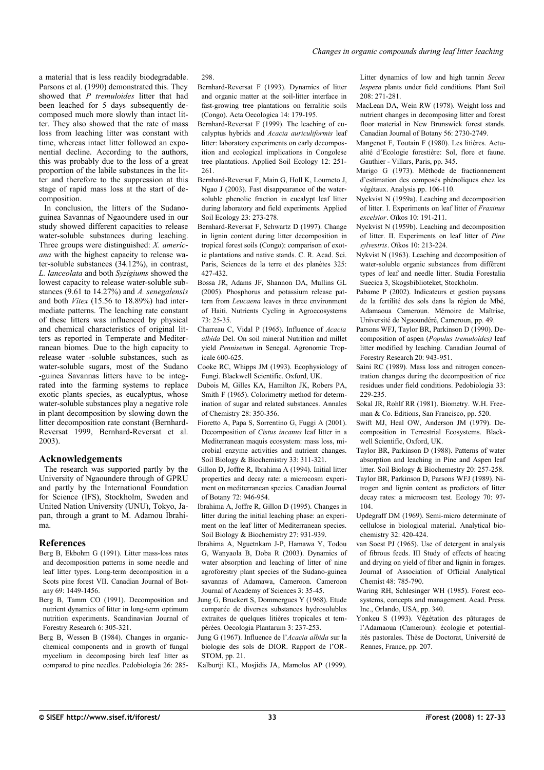a material that is less readily biodegradable. Parsons et al. (1990) demonstrated this. They showed that *P tremuloides* litter that had been leached for 5 days subsequently decomposed much more slowly than intact litter. They also showed that the rate of mass loss from leaching litter was constant with time, whereas intact litter followed an exponential decline. According to the authors, this was probably due to the loss of a great proportion of the labile substances in the litter and therefore to the suppression at this stage of rapid mass loss at the start of decomposition.

In conclusion, the litters of the Sudano-guinea Savannas of Ngaoundere used in our study showed different capacities to release water-soluble substances during leaching. Three groups were distinguished: *X. americana* with the highest capacity to release water-soluble substances (34.12%), in contrast, *L. lanceolata* and both *Syzigiums* showed the lowest capacity to release water-soluble substances (9.61 to 14.27%) and *A. senegalensis* and both *Vitex* (15.56 to 18.89%) had intermediate patterns. The leaching rate constant of these litters was influenced by physical and chemical characteristics of original litters as reported in Temperate and Mediterranean biomes. Due to the high capacity to release water -soluble substances, such as water-soluble sugars, most of the Sudano -guinea Savannas litters have to be integrated into the farming systems to replace exotic plants species, as eucalyptus, whose water-soluble substances play a negative role in plant decomposition by slowing down the litter decomposition rate constant (Bernhard-Reversat 1999, Bernhard-Reversat et al. 2003).

## Acknowledgements

The research was supported partly by the University of Ngaoundere through of GPRU and partly by the International Foundation for Science (IFS), Stockholm, Sweden and United Nation University (UNU), Tokyo, Japan, through a grant to M. Adamou Ibrahima.

## References

Berg B, Ekbohm G (1991). Litter mass-loss rates and decomposition patterns in some needle and leaf litter types. Long-term decomposition in a Scots pine forest VII. Canadian Journal of Botany 69: 1449-1456.

Berg B, Tamm CO (1991). Decomposition and nutrient dynamics of litter in long-term optimum nutrition experiments. Scandinavian Journal of Forestry Research 6: 305-321.

Berg B, Wessen B (1984). Changes in organic-chemical components and in growth of fungal mycelium in decomposing birch leaf litter as compared to pine needles. Pedobiologia 26: 285-298.

Bernhard-Reversat F (1993). Dynamics of litter and organic matter at the soil-litter interface in fast-growing tree plantations on ferralitic soils (Congo). Acta Oecologica 14: 179-195.

Bernhard-Reversat F (1999). The leaching of eucalyptus hybrids and *Acacia auriculiformis* leaf litter: laboratory experiments on early decomposition and ecological implications in Congolese tree plantations. Applied Soil Ecology 12: 251-261.

Bernhard-Reversat F, Main G, Holl K, Loumeto J, Ngao J (2003). Fast disappearance of the water-soluble phenolic fraction in eucalypt leaf litter during laboratory and field experiments. Applied Soil Ecology 23: 273-278.

Bernhard-Reversat F, Schwartz D (1997). Change in lignin content during litter decomposition in tropical forest soils (Congo): comparison of exotic plantations and native stands. C. R. Acad. Sci. Paris, Sciences de la terre et des planètes 325: 427-432.

Bossa JR, Adams JF, Shannon DA, Mullins GL (2005). Phosphorus and potassium release pattern from *Leucaena* leaves in three environment of Haiti. Nutrients Cycling in Agroecosystems 73: 25-35.

Charreau C, Vidal P (1965). Influence of *Acacia albida* Del. On soil mineral Nutrition and millet yield *Pennisetum* in Senegal. Agronomie Tropicale 600-625.

Cooke RC, Whipps JM (1993). Ecophysiology of Fungi. Blackwell Scientific. Oxford, UK.

Dubois M, Gilles KA, Hamilton JK, Robers PA, Smith F (1965). Colorimetry method for determination of sugar and related substances. Annales of Chemistry 28: 350-356.

Fioretto A, Papa S, Sorrentino G, Fuggi A (2001). Decomposition of *Cistus incanus* leaf litter in a Mediterranean maquis ecosystem: mass loss, microbial enzyme activities and nutrient changes. Soil Biology & Biochemistry 33: 311-321.

Gillon D, Joffre R, Ibrahima A (1994). Initial litter properties and decay rate: a microcosm experiment on mediterranean species. Canadian Journal of Botany 72: 946-954.

Ibrahima A, Joffre R, Gillon D (1995). Changes in litter during the initial leaching phase: an experiment on the leaf litter of Mediterranean species. Soil Biology & Biochemistry 27: 931-939.

Ibrahima A, Nguetnkam J-P, Hamawa Y, Todou G, Wanyaola B, Doba R (2003). Dynamics of water absorption and leaching of litter of nine agroforestry plant species of the Sudano-guinea savannas of Adamawa, Cameroon. Cameroon Journal of Academy of Sciences 3: 35-45.

Jung G, Bruckert S, Dommergues Y (1968). Etude comparée de diverses substances hydrosolubles extraites de quelques litières tropicales et tempérées. Oecologia Plantarum 3: 237-253.

Jung G (1967). Influence de l'*Acacia albida* sur la biologie des sols de DIOR. Rapport de l'ORSTOM, pp. 21.

Kalburtji KL, Mosjidis JA, Mamolos AP (1999). Litter dynamics of low and high tannin *Secea lespeza* plants under field conditions. Plant Soil 208: 271-281.

MacLean DA, Wein RW (1978). Weight loss and nutrient changes in decomposing litter and forest floor material in New Brunswick forest stands. Canadian Journal of Botany 56: 2730-2749.

Mangenot F, Toutain F (1980). Les litières. Actualité d'Ecologie forestière: Sol, flore et faune. Gauthier - Villars, Paris, pp. 345.

Marigo G (1973). Méthode de fractionnement d'estimation des composés phénoliques chez les végétaux. Analysis pp. 106-110.

Nyckvist N (1959a). Leaching and decomposition of litter. I. Experiments on leaf litter of *Fraxinus excelsior*. Oïkos 10: 191-211.

Nyckvist N (1959b). Leaching and decomposition of litter. II. Experiments on leaf litter of *Pine sylvestris*. Oïkos 10: 213-224.

Nykvist N (1963). Leaching and decomposition of water-soluble organic substances from différent types of leaf and needle litter. Studia Forestalia Suecica 3, Skogsbiblioteket, Stockholm.

Pabame P (2002). Indicateurs et gestion paysans de la fertilité des sols dans la région de Mbé, Adamaoua Cameroun. Mémoire de Maîtrise, Université de Ngaoundéré, Cameroun, pp. 49.

Parsons WFJ, Taylor BR, Parkinson D (1990). Decomposition of aspen (*Populus tremuloides)* leaf litter modified by leaching. Canadian Journal of Forestry Research 20: 943-951.

Saini RC (1989). Mass loss and nitrogen concentration changes during the decomposition of rice residues under field conditions. Pedobiologia 33: 229-235.

Sokal JR, Rohlf RR (1981). Biometry. W.H. Freeman & Co. Editions, San Francisco, pp. 520.

Swift MJ, Heal OW, Anderson JM (1979). Decomposition in Terrestrial Ecosystems. Blackwell Scientific, Oxford, UK.

Taylor BR, Parkinson D (1988). Patterns of water absorption and leaching in Pine and Aspen leaf litter. Soil Biology & Biochemestry 20: 257-258.

Taylor BR, Parkinson D, Parsons WFJ (1989). Nitrogen and lignin content as predictors of litter decay rates: a microcosm test. Ecology 70: 97-104.

Updegraff DM (1969). Semi-micro determinate of cellulose in biological material. Analytical biochemistry 32: 420-424.

van Soest PJ (1965). Use of detergent in analysis of fibrous feeds. III Study of effects of heating and drying on yield of fiber and lignin in forages. Journal of Association of Official Analytical Chemist 48: 785-790.

Waring RH, Schlesinger WH (1985). Forest ecosystems, concepts and management. Acad. Press. Inc., Orlando, USA, pp. 340.

Yonkeu S (1993). Végétation des pâturages de l'Adamaoua (Cameroun): écologie et potentialités pastorales. Thèse de Doctorat, Université de Rennes, France, pp. 207.